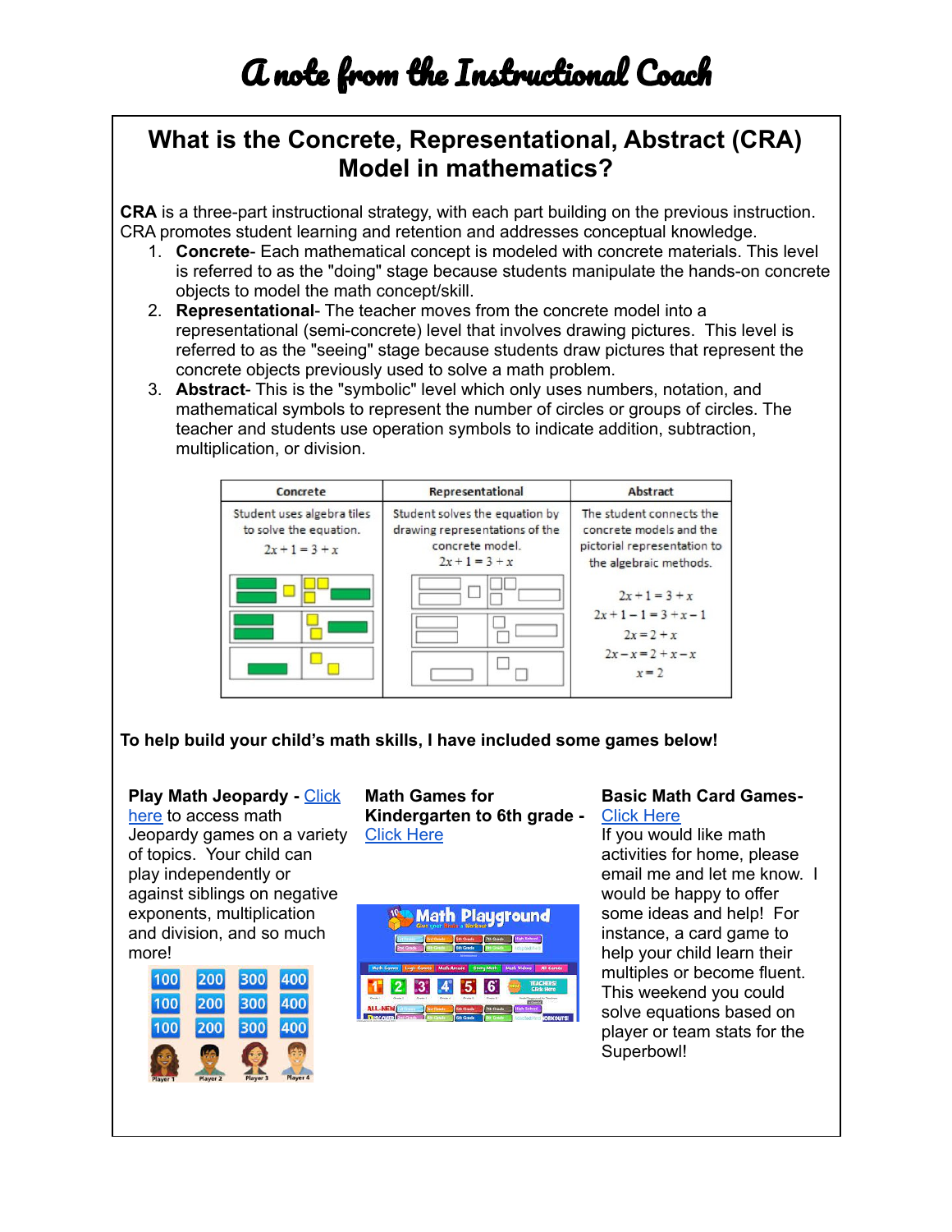# A note from the Instructional Coach

## What is the Concrete, Representational, Abstract (CRA) Model in mathematics?

**CRA** is a three-part instructional strategy, with each part building on the previous instruction. CRA promotes student learning and retention and addresses conceptual knowledge.

1. **Concrete**- Each mathematical concept is modeled with concrete materials. This level is referred to as the "doing" stage because students manipulate the hands-on concrete objects to model the math concept/skill.
2. **Representational**- The teacher moves from the concrete model into a representational (semi-concrete) level that involves drawing pictures. This level is referred to as the "seeing" stage because students draw pictures that represent the concrete objects previously used to solve a math problem.
3. **Abstract**- This is the "symbolic" level which only uses numbers, notation, and mathematical symbols to represent the number of circles or groups of circles. The teacher and students use operation symbols to indicate addition, subtraction, multiplication, or division.

| Concrete | Representational | Abstract |
|---|---|---|
| Student uses algebra tiles to solve the equation. $2x+1=3+x$ | Student solves the equation by drawing representations of the concrete model. $2x+1=3+x$ | The student connects the concrete models and the pictorial representation to the algebraic methods. $2x+1=3+x$, $2x+1-1=3+x-1$, $2x=2+x$, $2x-x=2+x-x$, $x=2$ |

**To help build your child's math skills, I have included some games below!**

**Play Math Jeopardy -** Click here to access math Jeopardy games on a variety of topics. Your child can play independently or against siblings on negative exponents, multiplication and division, and so much more!

**Math Games for Kindergarten to 6th grade -** Click Here

**Basic Math Card Games-** Click Here

If you would like math activities for home, please email me and let me know. I would be happy to offer some ideas and help! For instance, a card game to help your child learn their multiples or become fluent. This weekend you could solve equations based on player or team stats for the Superbowl!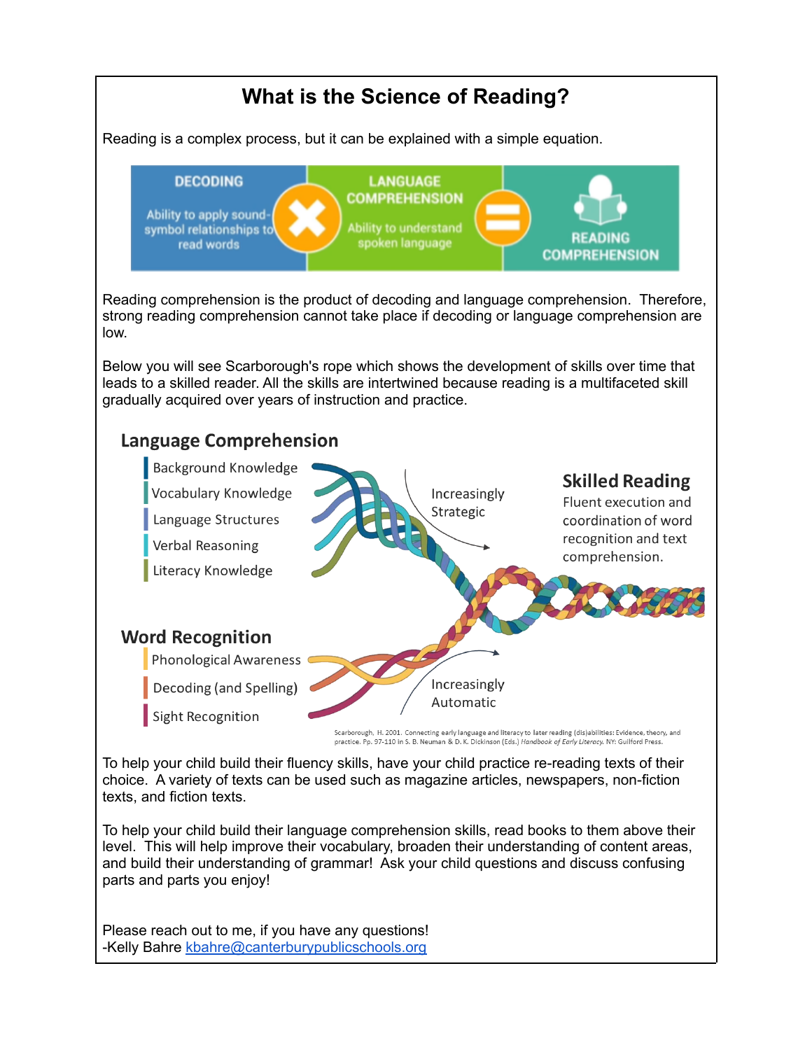# What is the Science of Reading?

Reading is a complex process, but it can be explained with a simple equation.

DECODING
Ability to apply sound-symbol relationships to read words

LANGUAGE COMPREHENSION
Ability to understand spoken language

READING COMPREHENSION

Reading comprehension is the product of decoding and language comprehension. Therefore, strong reading comprehension cannot take place if decoding or language comprehension are low.

Below you will see Scarborough's rope which shows the development of skills over time that leads to a skilled reader. All the skills are intertwined because reading is a multifaceted skill gradually acquired over years of instruction and practice.

Language Comprehension
Background Knowledge
Vocabulary Knowledge
Language Structures
Verbal Reasoning
Literacy Knowledge

Increasingly Strategic

Skilled Reading
Fluent execution and coordination of word recognition and text comprehension.

Word Recognition
Phonological Awareness
Decoding (and Spelling)
Sight Recognition

Increasingly Automatic

Scarborough, H. 2001. Connecting early language and literacy to later reading (dis)abilities: Evidence, theory, and practice. Pp. 97-110 in S. B. Neuman & D. K. Dickinson (Eds.) *Handbook of Early Literacy.* NY: Guilford Press.

To help your child build their fluency skills, have your child practice re-reading texts of their choice. A variety of texts can be used such as magazine articles, newspapers, non-fiction texts, and fiction texts.

To help your child build their language comprehension skills, read books to them above their level. This will help improve their vocabulary, broaden their understanding of content areas, and build their understanding of grammar! Ask your child questions and discuss confusing parts and parts you enjoy!

Please reach out to me, if you have any questions!
-Kelly Bahre [kbahre@canterburypublicschools.org](mailto:kbahre@canterburypublicschools.org)